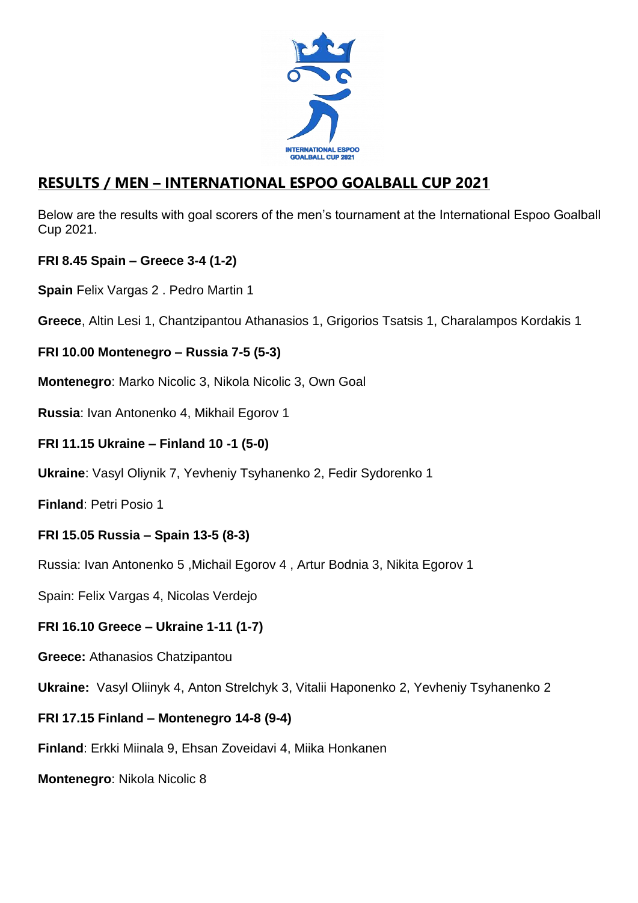## RESULTS / MEN – INTERNATIONAL ESPOO GOALBALL CUP 2021

Below are the results with goal scorers of the men's tournament at the International Espoo Goalball Cup 2021.

**FRI 8.45 Spain – Greece 3-4 (1-2)**

**Spain** Felix Vargas 2 . Pedro Martin 1

**Greece**, Altin Lesi 1, Chantzipantou Athanasios 1, Grigorios Tsatsis 1, Charalampos Kordakis 1

**FRI 10.00 Montenegro – Russia 7-5 (5-3)**

**Montenegro**: Marko Nicolic 3, Nikola Nicolic 3, Own Goal

**Russia**: Ivan Antonenko 4, Mikhail Egorov 1

**FRI 11.15 Ukraine – Finland 10 -1 (5-0)**

**Ukraine**: Vasyl Oliynik 7, Yevheniy Tsyhanenko 2, Fedir Sydorenko 1

**Finland**: Petri Posio 1

**FRI 15.05 Russia – Spain 13-5 (8-3)**

Russia: Ivan Antonenko 5 ,Michail Egorov 4 , Artur Bodnia 3, Nikita Egorov 1

Spain: Felix Vargas 4, Nicolas Verdejo

**FRI 16.10 Greece – Ukraine 1-11 (1-7)**

**Greece:** Athanasios Chatzipantou

**Ukraine:** Vasyl Oliinyk 4, Anton Strelchyk 3, Vitalii Haponenko 2, Yevheniy Tsyhanenko 2

**FRI 17.15 Finland – Montenegro 14-8 (9-4)**

**Finland**: Erkki Miinala 9, Ehsan Zoveidavi 4, Miika Honkanen

**Montenegro**: Nikola Nicolic 8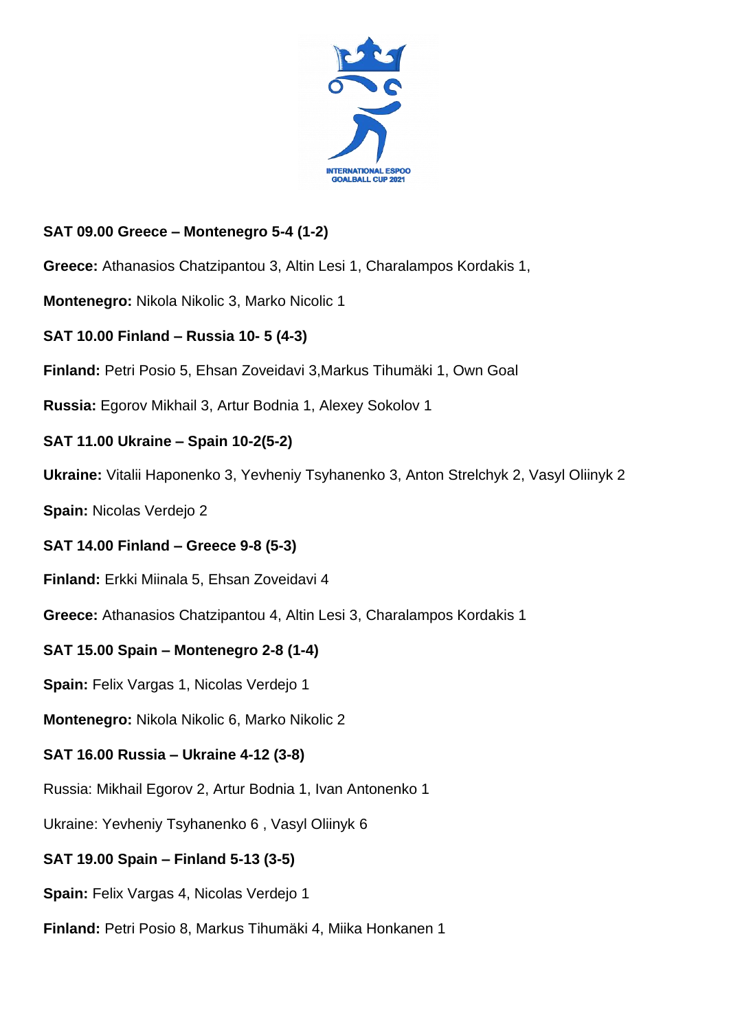**SAT 09.00 Greece – Montenegro 5-4 (1-2)**

**Greece:** Athanasios Chatzipantou 3, Altin Lesi 1, Charalampos Kordakis 1,

**Montenegro:** Nikola Nikolic 3, Marko Nicolic 1

**SAT 10.00 Finland – Russia 10- 5 (4-3)**

**Finland:** Petri Posio 5, Ehsan Zoveidavi 3,Markus Tihumäki 1, Own Goal

**Russia:** Egorov Mikhail 3, Artur Bodnia 1, Alexey Sokolov 1

**SAT 11.00 Ukraine – Spain 10-2(5-2)**

**Ukraine:** Vitalii Haponenko 3, Yevheniy Tsyhanenko 3, Anton Strelchyk 2, Vasyl Oliinyk 2

**Spain:** Nicolas Verdejo 2

**SAT 14.00 Finland – Greece 9-8 (5-3)**

**Finland:** Erkki Miinala 5, Ehsan Zoveidavi 4

**Greece:** Athanasios Chatzipantou 4, Altin Lesi 3, Charalampos Kordakis 1

**SAT 15.00 Spain – Montenegro 2-8 (1-4)**

**Spain:** Felix Vargas 1, Nicolas Verdejo 1

**Montenegro:** Nikola Nikolic 6, Marko Nikolic 2

**SAT 16.00 Russia – Ukraine 4-12 (3-8)**

Russia: Mikhail Egorov 2, Artur Bodnia 1, Ivan Antonenko 1

Ukraine: Yevheniy Tsyhanenko 6 , Vasyl Oliinyk 6

**SAT 19.00 Spain – Finland 5-13 (3-5)**

**Spain:** Felix Vargas 4, Nicolas Verdejo 1

**Finland:** Petri Posio 8, Markus Tihumäki 4, Miika Honkanen 1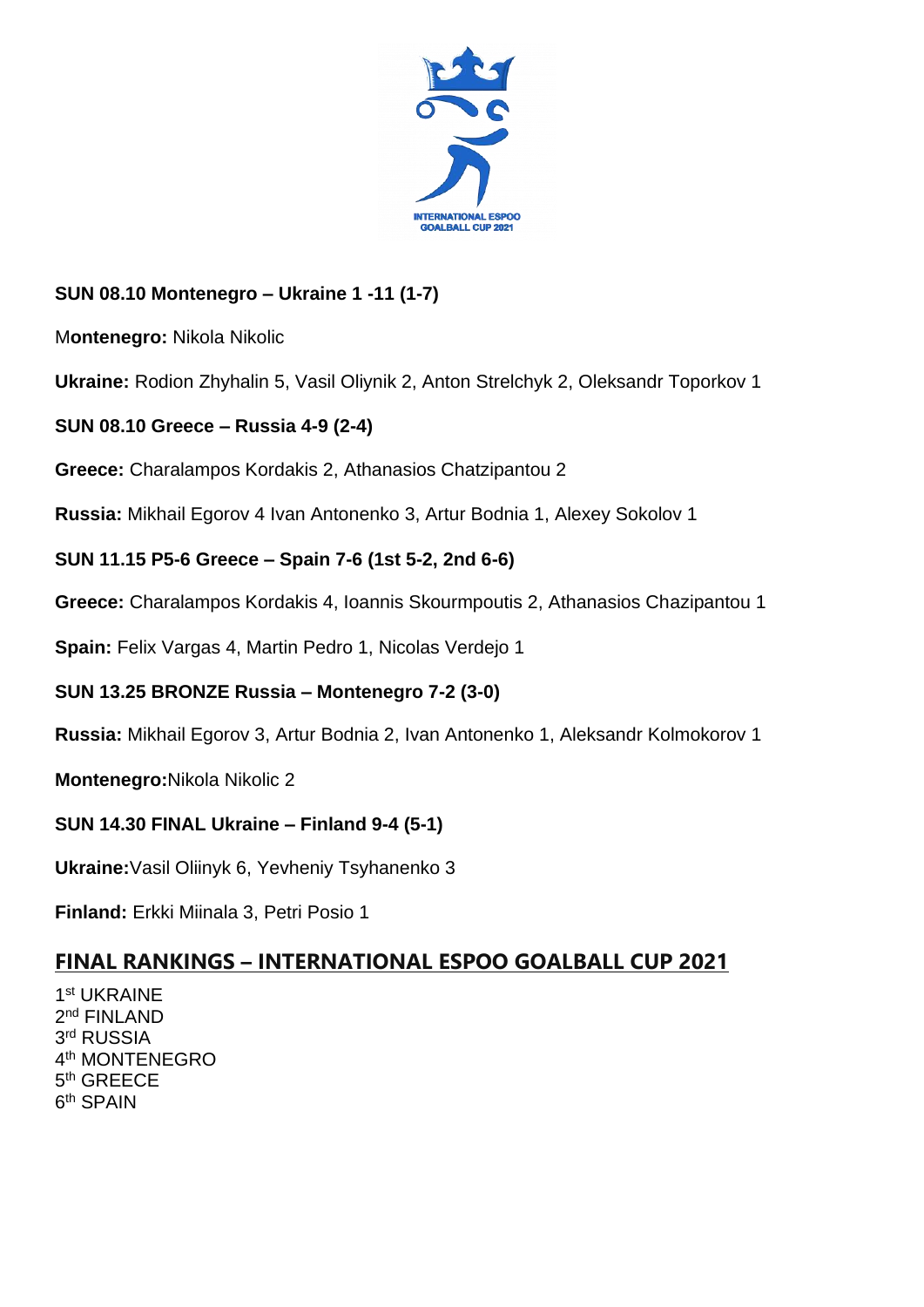**SUN 08.10 Montenegro – Ukraine 1 -11 (1-7)**

M**ontenegro:** Nikola Nikolic

**Ukraine:** Rodion Zhyhalin 5, Vasil Oliynik 2, Anton Strelchyk 2, Oleksandr Toporkov 1

**SUN 08.10 Greece – Russia 4-9 (2-4)**

**Greece:** Charalampos Kordakis 2, Athanasios Chatzipantou 2

**Russia:** Mikhail Egorov 4 Ivan Antonenko 3, Artur Bodnia 1, Alexey Sokolov 1

**SUN 11.15 P5-6 Greece – Spain 7-6 (1st 5-2, 2nd 6-6)**

**Greece:** Charalampos Kordakis 4, Ioannis Skourmpoutis 2, Athanasios Chazipantou 1

**Spain:** Felix Vargas 4, Martin Pedro 1, Nicolas Verdejo 1

**SUN 13.25 BRONZE Russia – Montenegro 7-2 (3-0)**

**Russia:** Mikhail Egorov 3, Artur Bodnia 2, Ivan Antonenko 1, Aleksandr Kolmokorov 1

**Montenegro:**Nikola Nikolic 2

**SUN 14.30 FINAL Ukraine – Finland 9-4 (5-1)**

**Ukraine:**Vasil Oliinyk 6, Yevheniy Tsyhanenko 3

**Finland:** Erkki Miinala 3, Petri Posio 1

## FINAL RANKINGS – INTERNATIONAL ESPOO GOALBALL CUP 2021

1st UKRAINE
2nd FINLAND
3rd RUSSIA
4th MONTENEGRO
5th GREECE
6th SPAIN